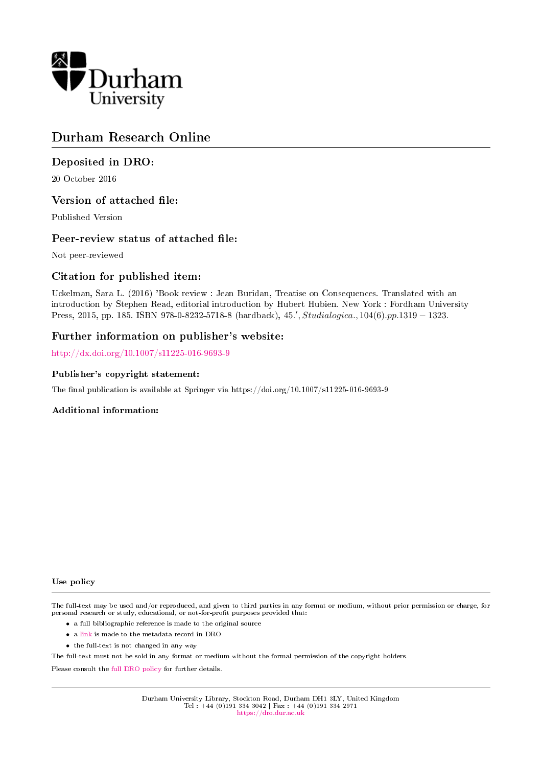Durham University

# Durham Research Online

## Deposited in DRO:

20 October 2016

## Version of attached file:

Published Version

## Peer-review status of attached file:

Not peer-reviewed

## Citation for published item:

Uckelman, Sara L. (2016) 'Book review : Jean Buridan, Treatise on Consequences. Translated with an introduction by Stephen Read, editorial introduction by Hubert Hubien. New York : Fordham University Press, 2015, pp. 185. ISBN 978-0-8232-5718-8 (hardback), 45.', *Studia logica.*, 104 (6). pp. 1319-1323.

## Further information on publisher's website:

http://dx.doi.org/10.1007/s11225-016-9693-9

### Publisher's copyright statement:

The final publication is available at Springer via https://doi.org/10.1007/s11225-016-9693-9

### Additional information:

#### Use policy

The full-text may be used and/or reproduced, and given to third parties in any format or medium, without prior permission or charge, for personal research or study, educational, or not-for-profit purposes provided that:

- a full bibliographic reference is made to the original source
- a link is made to the metadata record in DRO
- the full-text is not changed in any way

The full-text must not be sold in any format or medium without the formal permission of the copyright holders.

Please consult the full DRO policy for further details.

Durham University Library, Stockton Road, Durham DH1 3LY, United Kingdom
Tel : +44 (0)191 334 3042 | Fax : +44 (0)191 334 2971
https://dro.dur.ac.uk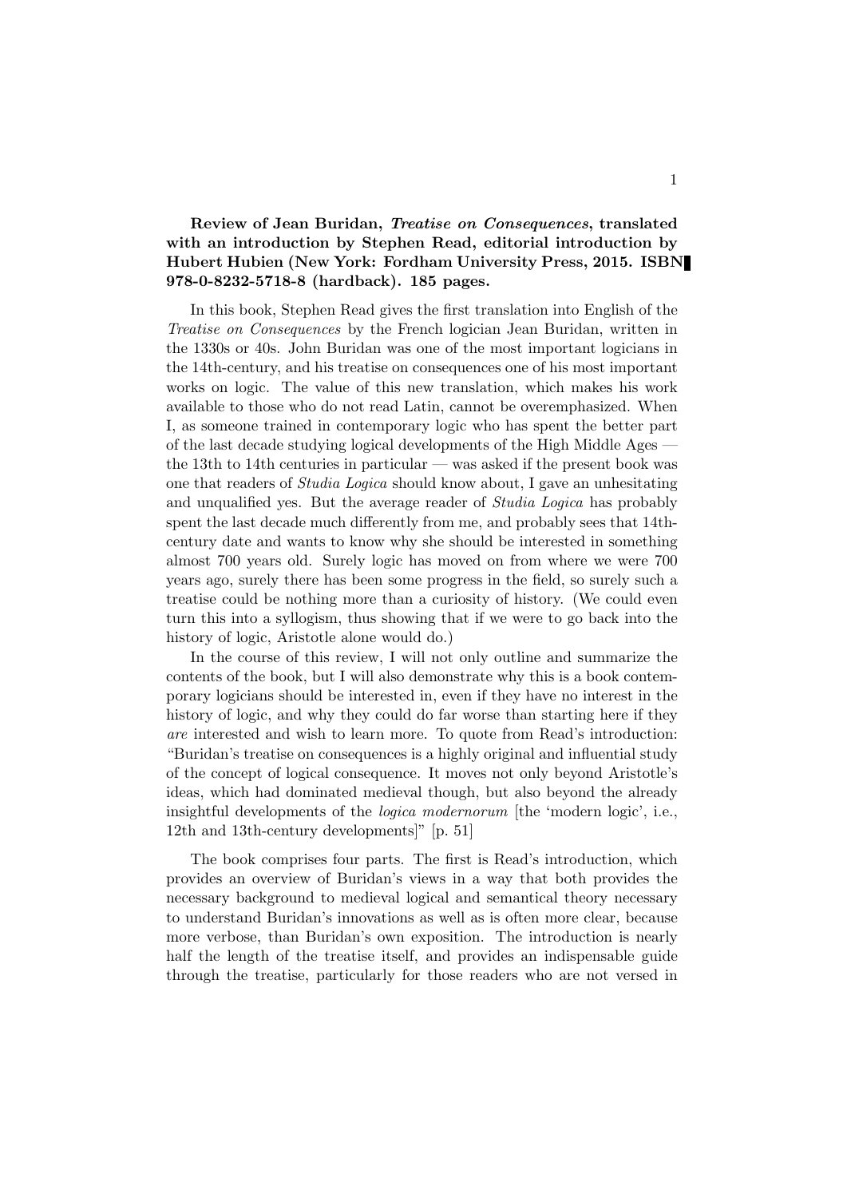**Review of Jean Buridan, *Treatise on Consequences*, translated with an introduction by Stephen Read, editorial introduction by Hubert Hubien (New York: Fordham University Press, 2015. ISBN 978-0-8232-5718-8 (hardback). 185 pages.**

In this book, Stephen Read gives the first translation into English of the *Treatise on Consequences* by the French logician Jean Buridan, written in the 1330s or 40s. John Buridan was one of the most important logicians in the 14th-century, and his treatise on consequences one of his most important works on logic. The value of this new translation, which makes his work available to those who do not read Latin, cannot be overemphasized. When I, as someone trained in contemporary logic who has spent the better part of the last decade studying logical developments of the High Middle Ages — the 13th to 14th centuries in particular — was asked if the present book was one that readers of *Studia Logica* should know about, I gave an unhesitating and unqualified yes. But the average reader of *Studia Logica* has probably spent the last decade much differently from me, and probably sees that 14th-century date and wants to know why she should be interested in something almost 700 years old. Surely logic has moved on from where we were 700 years ago, surely there has been some progress in the field, so surely such a treatise could be nothing more than a curiosity of history. (We could even turn this into a syllogism, thus showing that if we were to go back into the history of logic, Aristotle alone would do.)

In the course of this review, I will not only outline and summarize the contents of the book, but I will also demonstrate why this is a book contemporary logicians should be interested in, even if they have no interest in the history of logic, and why they could do far worse than starting here if they *are* interested and wish to learn more. To quote from Read's introduction: "Buridan's treatise on consequences is a highly original and influential study of the concept of logical consequence. It moves not only beyond Aristotle's ideas, which had dominated medieval though, but also beyond the already insightful developments of the *logica modernorum* [the 'modern logic', i.e., 12th and 13th-century developments]" [p. 51]

The book comprises four parts. The first is Read's introduction, which provides an overview of Buridan's views in a way that both provides the necessary background to medieval logical and semantical theory necessary to understand Buridan's innovations as well as is often more clear, because more verbose, than Buridan's own exposition. The introduction is nearly half the length of the treatise itself, and provides an indispensable guide through the treatise, particularly for those readers who are not versed in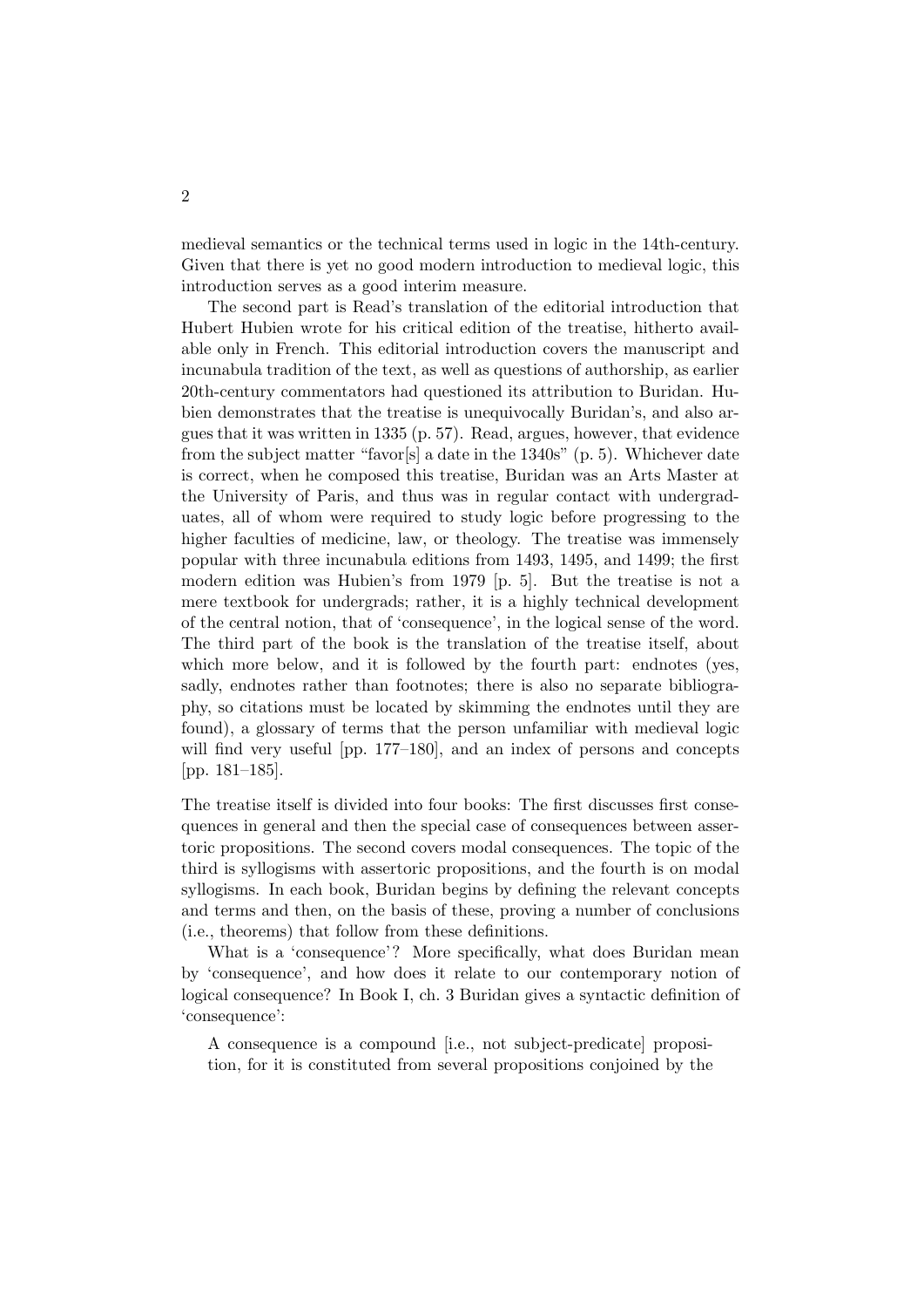medieval semantics or the technical terms used in logic in the 14th-century. Given that there is yet no good modern introduction to medieval logic, this introduction serves as a good interim measure.

The second part is Read's translation of the editorial introduction that Hubert Hubien wrote for his critical edition of the treatise, hitherto available only in French. This editorial introduction covers the manuscript and incunabula tradition of the text, as well as questions of authorship, as earlier 20th-century commentators had questioned its attribution to Buridan. Hubien demonstrates that the treatise is unequivocally Buridan's, and also argues that it was written in 1335 (p. 57). Read, argues, however, that evidence from the subject matter "favor[s] a date in the 1340s" (p. 5). Whichever date is correct, when he composed this treatise, Buridan was an Arts Master at the University of Paris, and thus was in regular contact with undergraduates, all of whom were required to study logic before progressing to the higher faculties of medicine, law, or theology. The treatise was immensely popular with three incunabula editions from 1493, 1495, and 1499; the first modern edition was Hubien's from 1979 [p. 5]. But the treatise is not a mere textbook for undergrads; rather, it is a highly technical development of the central notion, that of 'consequence', in the logical sense of the word. The third part of the book is the translation of the treatise itself, about which more below, and it is followed by the fourth part: endnotes (yes, sadly, endnotes rather than footnotes; there is also no separate bibliography, so citations must be located by skimming the endnotes until they are found), a glossary of terms that the person unfamiliar with medieval logic will find very useful [pp. 177–180], and an index of persons and concepts [pp. 181–185].

The treatise itself is divided into four books: The first discusses first consequences in general and then the special case of consequences between assertoric propositions. The second covers modal consequences. The topic of the third is syllogisms with assertoric propositions, and the fourth is on modal syllogisms. In each book, Buridan begins by defining the relevant concepts and terms and then, on the basis of these, proving a number of conclusions (i.e., theorems) that follow from these definitions.

What is a 'consequence'? More specifically, what does Buridan mean by 'consequence', and how does it relate to our contemporary notion of logical consequence? In Book I, ch. 3 Buridan gives a syntactic definition of 'consequence':

> A consequence is a compound [i.e., not subject-predicate] proposition, for it is constituted from several propositions conjoined by the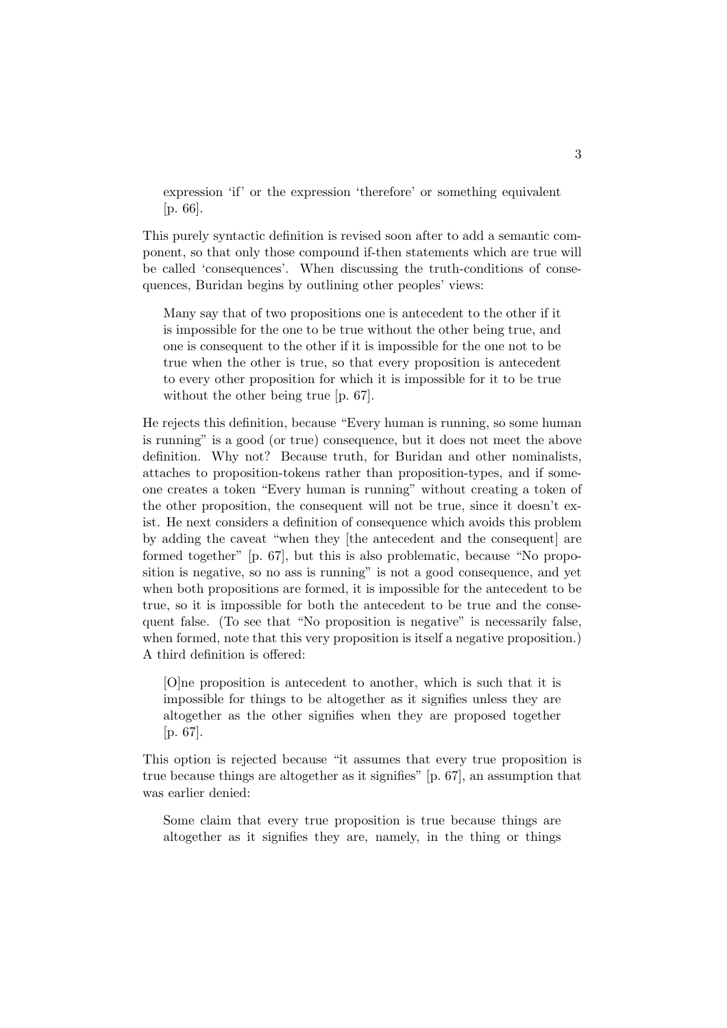expression 'if' or the expression 'therefore' or something equivalent [p. 66].

This purely syntactic definition is revised soon after to add a semantic component, so that only those compound if-then statements which are true will be called 'consequences'. When discussing the truth-conditions of consequences, Buridan begins by outlining other peoples' views:

> Many say that of two propositions one is antecedent to the other if it is impossible for the one to be true without the other being true, and one is consequent to the other if it is impossible for the one not to be true when the other is true, so that every proposition is antecedent to every other proposition for which it is impossible for it to be true without the other being true [p. 67].

He rejects this definition, because "Every human is running, so some human is running" is a good (or true) consequence, but it does not meet the above definition. Why not? Because truth, for Buridan and other nominalists, attaches to proposition-tokens rather than proposition-types, and if someone creates a token "Every human is running" without creating a token of the other proposition, the consequent will not be true, since it doesn't exist. He next considers a definition of consequence which avoids this problem by adding the caveat "when they [the antecedent and the consequent] are formed together" [p. 67], but this is also problematic, because "No proposition is negative, so no ass is running" is not a good consequence, and yet when both propositions are formed, it is impossible for the antecedent to be true, so it is impossible for both the antecedent to be true and the consequent false. (To see that "No proposition is negative" is necessarily false, when formed, note that this very proposition is itself a negative proposition.) A third definition is offered:

> [O]ne proposition is antecedent to another, which is such that it is impossible for things to be altogether as it signifies unless they are altogether as the other signifies when they are proposed together [p. 67].

This option is rejected because "it assumes that every true proposition is true because things are altogether as it signifies" [p. 67], an assumption that was earlier denied:

> Some claim that every true proposition is true because things are altogether as it signifies they are, namely, in the thing or things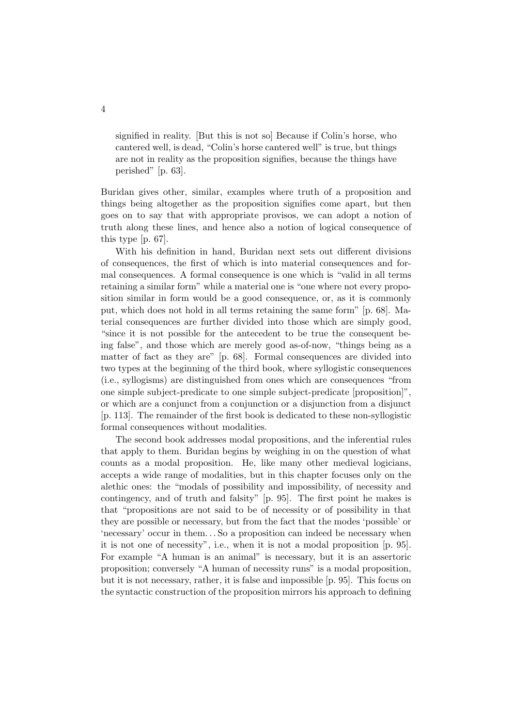signified in reality. [But this is not so] Because if Colin's horse, who cantered well, is dead, "Colin's horse cantered well" is true, but things are not in reality as the proposition signifies, because the things have perished" [p. 63].

Buridan gives other, similar, examples where truth of a proposition and things being altogether as the proposition signifies come apart, but then goes on to say that with appropriate provisos, we can adopt a notion of truth along these lines, and hence also a notion of logical consequence of this type [p. 67].

With his definition in hand, Buridan next sets out different divisions of consequences, the first of which is into material consequences and formal consequences. A formal consequence is one which is "valid in all terms retaining a similar form" while a material one is "one where not every proposition similar in form would be a good consequence, or, as it is commonly put, which does not hold in all terms retaining the same form" [p. 68]. Material consequences are further divided into those which are simply good, "since it is not possible for the antecedent to be true the consequent being false", and those which are merely good as-of-now, "things being as a matter of fact as they are" [p. 68]. Formal consequences are divided into two types at the beginning of the third book, where syllogistic consequences (i.e., syllogisms) are distinguished from ones which are consequences "from one simple subject-predicate to one simple subject-predicate [proposition]", or which are a conjunct from a conjunction or a disjunction from a disjunct [p. 113]. The remainder of the first book is dedicated to these non-syllogistic formal consequences without modalities.

The second book addresses modal propositions, and the inferential rules that apply to them. Buridan begins by weighing in on the question of what counts as a modal proposition. He, like many other medieval logicians, accepts a wide range of modalities, but in this chapter focuses only on the alethic ones: the "modals of possibility and impossibility, of necessity and contingency, and of truth and falsity" [p. 95]. The first point he makes is that "propositions are not said to be of necessity or of possibility in that they are possible or necessary, but from the fact that the modes 'possible' or 'necessary' occur in them... So a proposition can indeed be necessary when it is not one of necessity", i.e., when it is not a modal proposition [p. 95]. For example "A human is an animal" is necessary, but it is an assertoric proposition; conversely "A human of necessity runs" is a modal proposition, but it is not necessary, rather, it is false and impossible [p. 95]. This focus on the syntactic construction of the proposition mirrors his approach to defining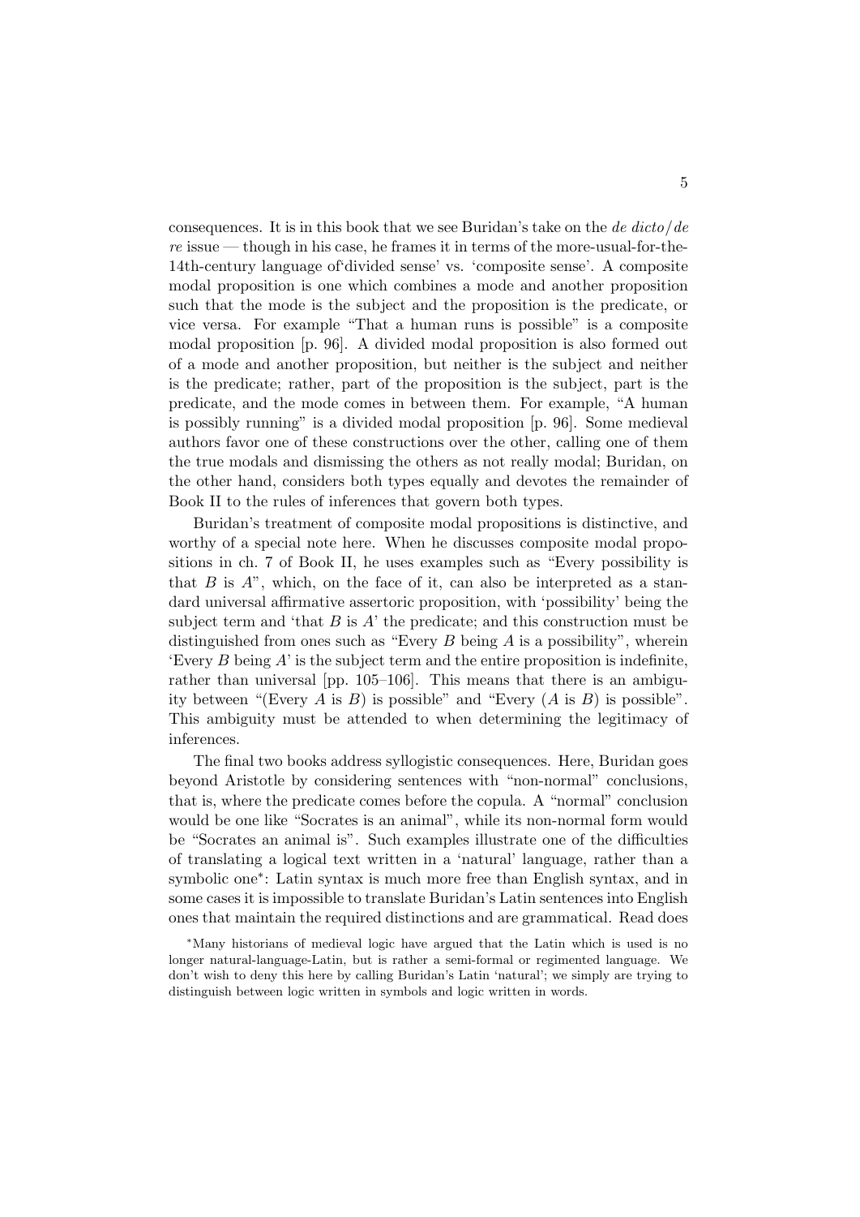consequences. It is in this book that we see Buridan's take on the *de dicto/de re* issue — though in his case, he frames it in terms of the more-usual-for-the-14th-century language of'divided sense' vs. 'composite sense'. A composite modal proposition is one which combines a mode and another proposition such that the mode is the subject and the proposition is the predicate, or vice versa. For example "That a human runs is possible" is a composite modal proposition [p. 96]. A divided modal proposition is also formed out of a mode and another proposition, but neither is the subject and neither is the predicate; rather, part of the proposition is the subject, part is the predicate, and the mode comes in between them. For example, "A human is possibly running" is a divided modal proposition [p. 96]. Some medieval authors favor one of these constructions over the other, calling one of them the true modals and dismissing the others as not really modal; Buridan, on the other hand, considers both types equally and devotes the remainder of Book II to the rules of inferences that govern both types.

Buridan's treatment of composite modal propositions is distinctive, and worthy of a special note here. When he discusses composite modal propositions in ch. 7 of Book II, he uses examples such as "Every possibility is that $B$ is $A$", which, on the face of it, can also be interpreted as a standard universal affirmative assertoric proposition, with 'possibility' being the subject term and 'that $B$ is $A$' the predicate; and this construction must be distinguished from ones such as "Every $B$ being $A$ is a possibility", wherein 'Every $B$ being $A$' is the subject term and the entire proposition is indefinite, rather than universal [pp. 105–106]. This means that there is an ambiguity between "(Every $A$ is $B$) is possible" and "Every ($A$ is $B$) is possible". This ambiguity must be attended to when determining the legitimacy of inferences.

The final two books address syllogistic consequences. Here, Buridan goes beyond Aristotle by considering sentences with "non-normal" conclusions, that is, where the predicate comes before the copula. A "normal" conclusion would be one like "Socrates is an animal", while its non-normal form would be "Socrates an animal is". Such examples illustrate one of the difficulties of translating a logical text written in a 'natural' language, rather than a symbolic one*: Latin syntax is much more free than English syntax, and in some cases it is impossible to translate Buridan's Latin sentences into English ones that maintain the required distinctions and are grammatical. Read does

*Many historians of medieval logic have argued that the Latin which is used is no longer natural-language-Latin, but is rather a semi-formal or regimented language. We don't wish to deny this here by calling Buridan's Latin 'natural'; we simply are trying to distinguish between logic written in symbols and logic written in words.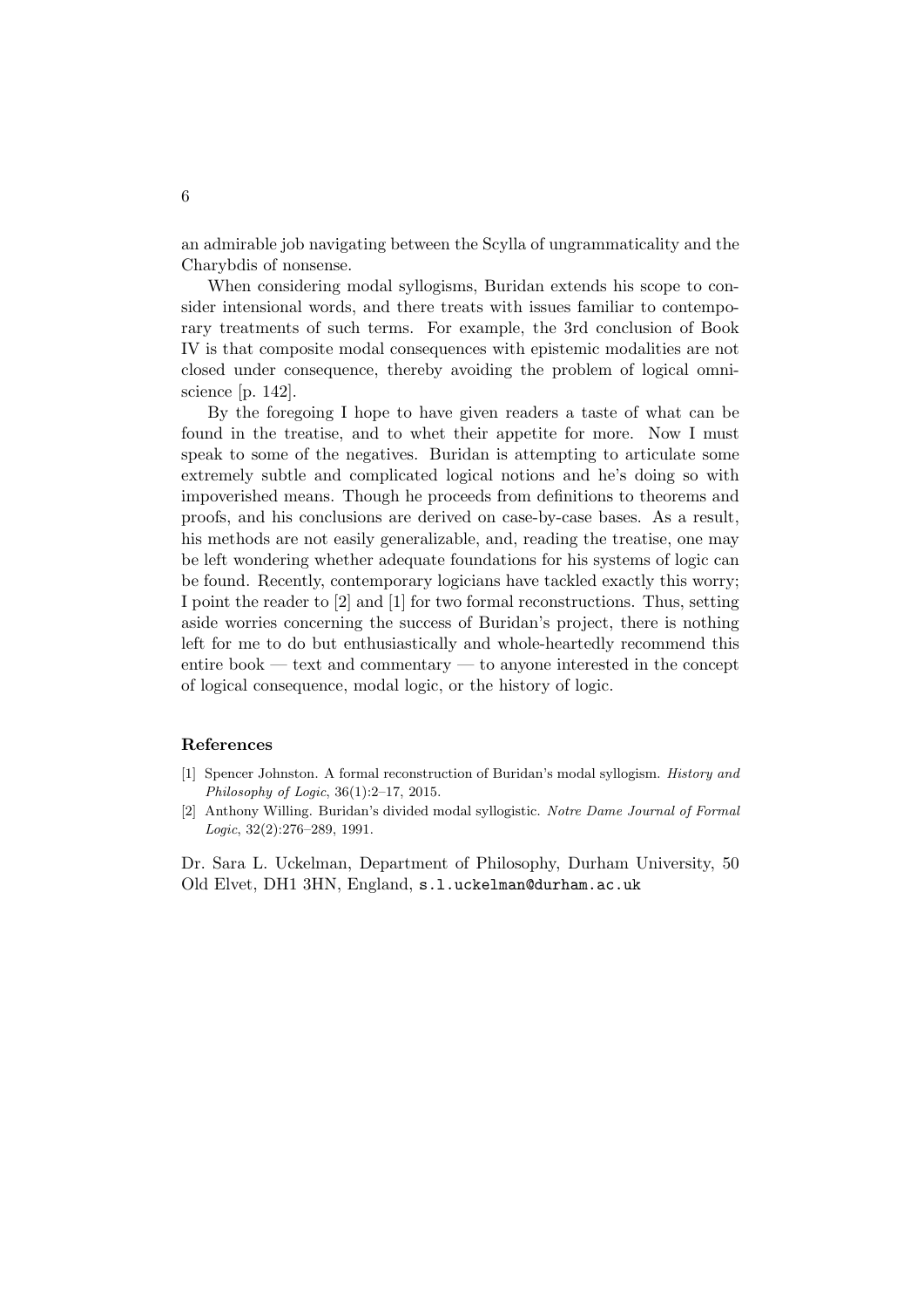an admirable job navigating between the Scylla of ungrammaticality and the Charybdis of nonsense.

When considering modal syllogisms, Buridan extends his scope to consider intensional words, and there treats with issues familiar to contemporary treatments of such terms. For example, the 3rd conclusion of Book IV is that composite modal consequences with epistemic modalities are not closed under consequence, thereby avoiding the problem of logical omniscience [p. 142].

By the foregoing I hope to have given readers a taste of what can be found in the treatise, and to whet their appetite for more. Now I must speak to some of the negatives. Buridan is attempting to articulate some extremely subtle and complicated logical notions and he's doing so with impoverished means. Though he proceeds from definitions to theorems and proofs, and his conclusions are derived on case-by-case bases. As a result, his methods are not easily generalizable, and, reading the treatise, one may be left wondering whether adequate foundations for his systems of logic can be found. Recently, contemporary logicians have tackled exactly this worry; I point the reader to [2] and [1] for two formal reconstructions. Thus, setting aside worries concerning the success of Buridan's project, there is nothing left for me to do but enthusiastically and whole-heartedly recommend this entire book — text and commentary — to anyone interested in the concept of logical consequence, modal logic, or the history of logic.

## References

[1] Spencer Johnston. A formal reconstruction of Buridan's modal syllogism. *History and Philosophy of Logic*, 36(1):2–17, 2015.

[2] Anthony Willing. Buridan's divided modal syllogistic. *Notre Dame Journal of Formal Logic*, 32(2):276–289, 1991.

Dr. Sara L. Uckelman, Department of Philosophy, Durham University, 50 Old Elvet, DH1 3HN, England, `s.l.uckelman@durham.ac.uk`